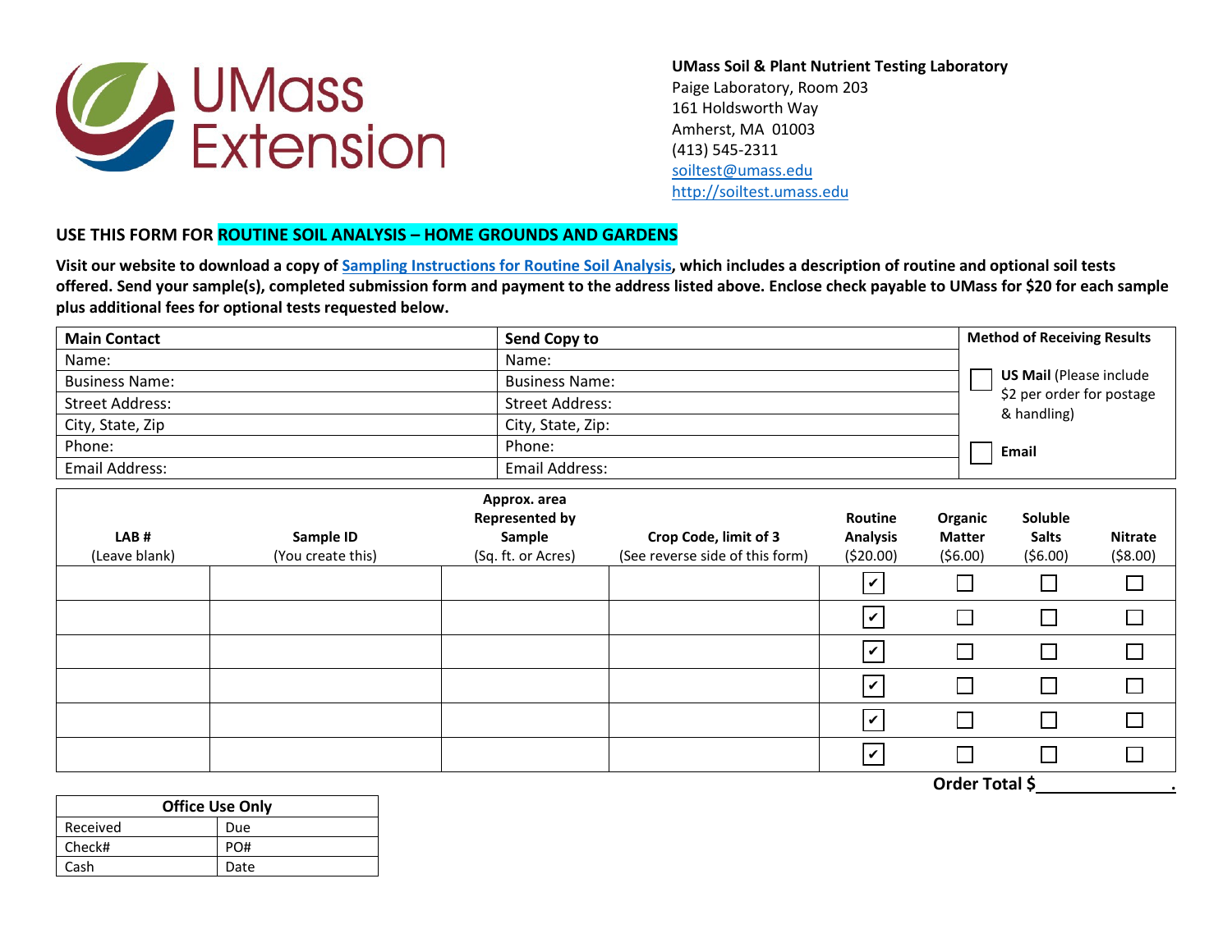UMass Extension

**UMass Soil & Plant Nutrient Testing Laboratory**
Paige Laboratory, Room 203
161 Holdsworth Way
Amherst, MA 01003
(413) 545-2311
soiltest@umass.edu
http://soiltest.umass.edu

## USE THIS FORM FOR ROUTINE SOIL ANALYSIS – HOME GROUNDS AND GARDENS

**Visit our website to download a copy of Sampling Instructions for Routine Soil Analysis, which includes a description of routine and optional soil tests offered. Send your sample(s), completed submission form and payment to the address listed above. Enclose check payable to UMass for $20 for each sample plus additional fees for optional tests requested below.**

| **Main Contact** | **Send Copy to** | **Method of Receiving Results** |
|---|---|---|
| Name: | Name: | ☐ **US Mail** (Please include $2 per order for postage & handling) |
| Business Name: | Business Name: | |
| Street Address: | Street Address: | |
| City, State, Zip | City, State, Zip: | ☐ **Email** |
| Phone: | Phone: | |
| Email Address: | Email Address: | |

| **LAB #** (Leave blank) | **Sample ID** (You create this) | **Approx. area Represented by Sample** (Sq. ft. or Acres) | **Crop Code, limit of 3** (See reverse side of this form) | **Routine Analysis** ($20.00) | **Organic Matter** ($6.00) | **Soluble Salts** ($6.00) | **Nitrate** ($8.00) |
|---|---|---|---|---|---|---|---|
| | | | | ☑ | ☐ | ☐ | ☐ |
| | | | | ☑ | ☐ | ☐ | ☐ |
| | | | | ☑ | ☐ | ☐ | ☐ |
| | | | | ☑ | ☐ | ☐ | ☐ |
| | | | | ☑ | ☐ | ☐ | ☐ |
| | | | | ☑ | ☐ | ☐ | ☐ |

**Order Total $\_\_\_\_\_\_\_\_\_\_\_\_\_\_\_.**

| **Office Use Only** | |
|---|---|
| Received | Due |
| Check# | PO# |
| Cash | Date |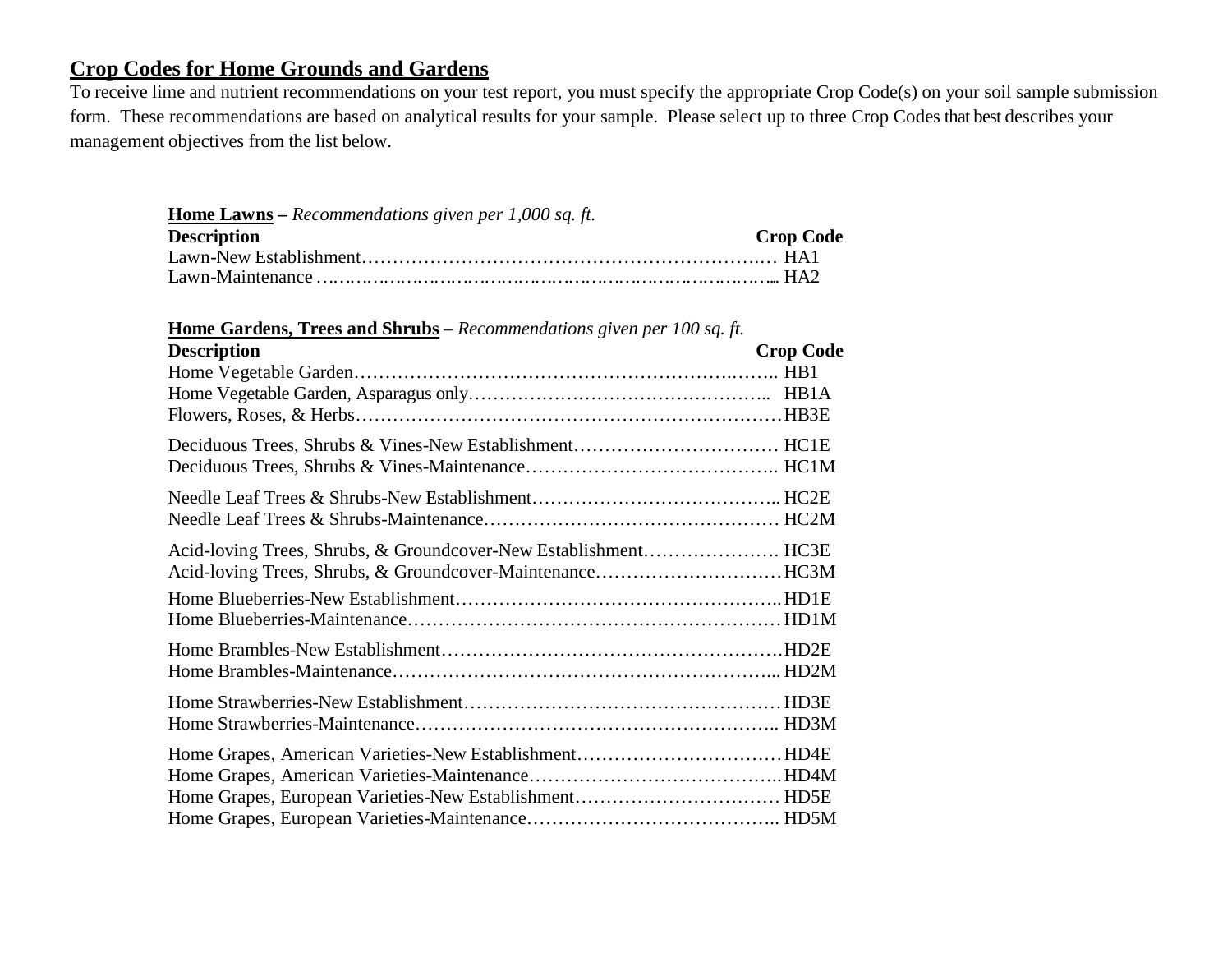## Crop Codes for Home Grounds and Gardens

To receive lime and nutrient recommendations on your test report, you must specify the appropriate Crop Code(s) on your soil sample submission form. These recommendations are based on analytical results for your sample. Please select up to three Crop Codes that best describes your management objectives from the list below.

**Home Lawns** – *Recommendations given per 1,000 sq. ft.*

| Description | Crop Code |
|---|---|
| Lawn-New Establishment | HA1 |
| Lawn-Maintenance | HA2 |

**Home Gardens, Trees and Shrubs** – *Recommendations given per 100 sq. ft.*

| Description | Crop Code |
|---|---|
| Home Vegetable Garden | HB1 |
| Home Vegetable Garden, Asparagus only | HB1A |
| Flowers, Roses, & Herbs | HB3E |
| Deciduous Trees, Shrubs & Vines-New Establishment | HC1E |
| Deciduous Trees, Shrubs & Vines-Maintenance | HC1M |
| Needle Leaf Trees & Shrubs-New Establishment | HC2E |
| Needle Leaf Trees & Shrubs-Maintenance | HC2M |
| Acid-loving Trees, Shrubs, & Groundcover-New Establishment | HC3E |
| Acid-loving Trees, Shrubs, & Groundcover-Maintenance | HC3M |
| Home Blueberries-New Establishment | HD1E |
| Home Blueberries-Maintenance | HD1M |
| Home Brambles-New Establishment | HD2E |
| Home Brambles-Maintenance | HD2M |
| Home Strawberries-New Establishment | HD3E |
| Home Strawberries-Maintenance | HD3M |
| Home Grapes, American Varieties-New Establishment | HD4E |
| Home Grapes, American Varieties-Maintenance | HD4M |
| Home Grapes, European Varieties-New Establishment | HD5E |
| Home Grapes, European Varieties-Maintenance | HD5M |